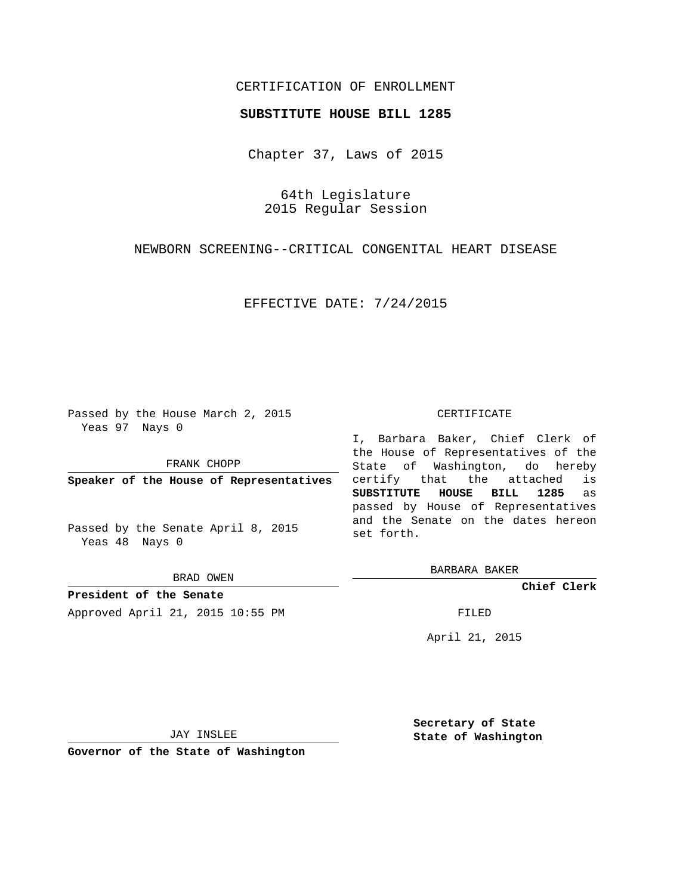CERTIFICATION OF ENROLLMENT

**SUBSTITUTE HOUSE BILL 1285**

Chapter 37, Laws of 2015

64th Legislature
2015 Regular Session

NEWBORN SCREENING--CRITICAL CONGENITAL HEART DISEASE

EFFECTIVE DATE: 7/24/2015

Passed by the House March 2, 2015
Yeas 97 Nays 0

FRANK CHOPP

**Speaker of the House of Representatives**

Passed by the Senate April 8, 2015
Yeas 48 Nays 0

BRAD OWEN

**President of the Senate**

Approved April 21, 2015 10:55 PM

JAY INSLEE

**Governor of the State of Washington**

CERTIFICATE

I, Barbara Baker, Chief Clerk of the House of Representatives of the State of Washington, do hereby certify that the attached is **SUBSTITUTE HOUSE BILL 1285** as passed by House of Representatives and the Senate on the dates hereon set forth.

BARBARA BAKER

**Chief Clerk**

FILED

April 21, 2015

**Secretary of State**
**State of Washington**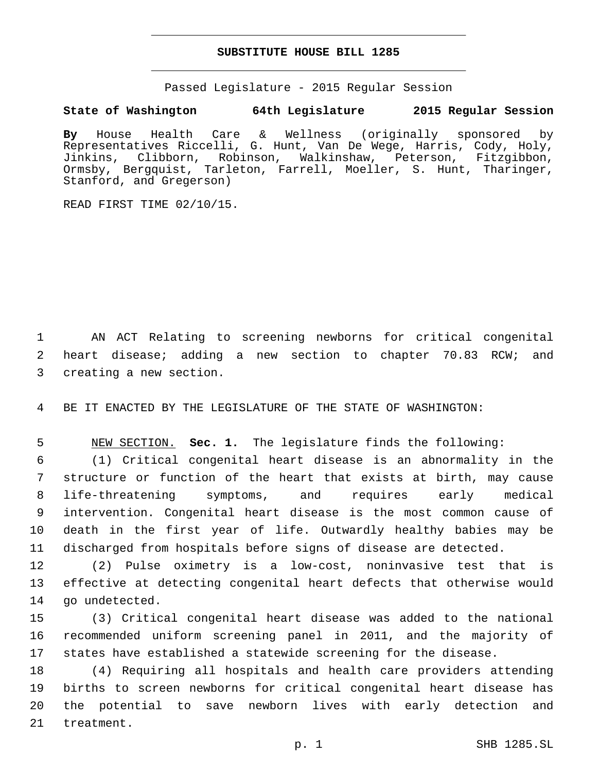# SUBSTITUTE HOUSE BILL 1285

Passed Legislature - 2015 Regular Session

**State of Washington 64th Legislature 2015 Regular Session**

**By** House Health Care & Wellness (originally sponsored by Representatives Riccelli, G. Hunt, Van De Wege, Harris, Cody, Holy, Jinkins, Clibborn, Robinson, Walkinshaw, Peterson, Fitzgibbon, Ormsby, Bergquist, Tarleton, Farrell, Moeller, S. Hunt, Tharinger, Stanford, and Gregerson)

READ FIRST TIME 02/10/15.

1 AN ACT Relating to screening newborns for critical congenital 2 heart disease; adding a new section to chapter 70.83 RCW; and 3 creating a new section.

4 BE IT ENACTED BY THE LEGISLATURE OF THE STATE OF WASHINGTON:

5 NEW SECTION. **Sec. 1.** The legislature finds the following:

6 (1) Critical congenital heart disease is an abnormality in the 7 structure or function of the heart that exists at birth, may cause 8 life-threatening symptoms, and requires early medical 9 intervention. Congenital heart disease is the most common cause of 10 death in the first year of life. Outwardly healthy babies may be 11 discharged from hospitals before signs of disease are detected.

12 (2) Pulse oximetry is a low-cost, noninvasive test that is 13 effective at detecting congenital heart defects that otherwise would 14 go undetected.

15 (3) Critical congenital heart disease was added to the national 16 recommended uniform screening panel in 2011, and the majority of 17 states have established a statewide screening for the disease.

18 (4) Requiring all hospitals and health care providers attending 19 births to screen newborns for critical congenital heart disease has 20 the potential to save newborn lives with early detection and 21 treatment.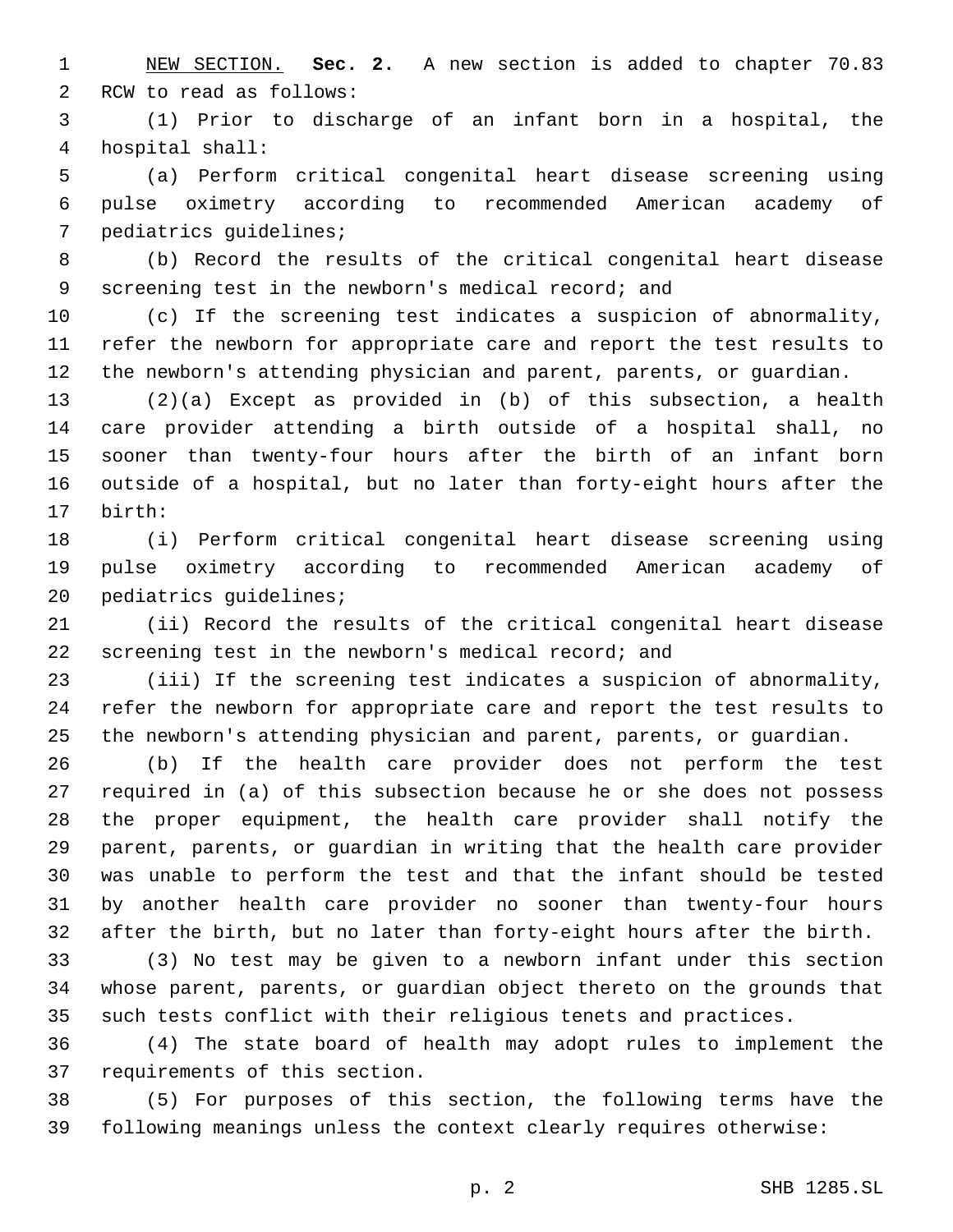NEW SECTION. **Sec. 2.** A new section is added to chapter 70.83 RCW to read as follows:

(1) Prior to discharge of an infant born in a hospital, the hospital shall:

(a) Perform critical congenital heart disease screening using pulse oximetry according to recommended American academy of pediatrics guidelines;

(b) Record the results of the critical congenital heart disease screening test in the newborn's medical record; and

(c) If the screening test indicates a suspicion of abnormality, refer the newborn for appropriate care and report the test results to the newborn's attending physician and parent, parents, or guardian.

(2)(a) Except as provided in (b) of this subsection, a health care provider attending a birth outside of a hospital shall, no sooner than twenty-four hours after the birth of an infant born outside of a hospital, but no later than forty-eight hours after the birth:

(i) Perform critical congenital heart disease screening using pulse oximetry according to recommended American academy of pediatrics guidelines;

(ii) Record the results of the critical congenital heart disease screening test in the newborn's medical record; and

(iii) If the screening test indicates a suspicion of abnormality, refer the newborn for appropriate care and report the test results to the newborn's attending physician and parent, parents, or guardian.

(b) If the health care provider does not perform the test required in (a) of this subsection because he or she does not possess the proper equipment, the health care provider shall notify the parent, parents, or guardian in writing that the health care provider was unable to perform the test and that the infant should be tested by another health care provider no sooner than twenty-four hours after the birth, but no later than forty-eight hours after the birth.

(3) No test may be given to a newborn infant under this section whose parent, parents, or guardian object thereto on the grounds that such tests conflict with their religious tenets and practices.

(4) The state board of health may adopt rules to implement the requirements of this section.

(5) For purposes of this section, the following terms have the following meanings unless the context clearly requires otherwise: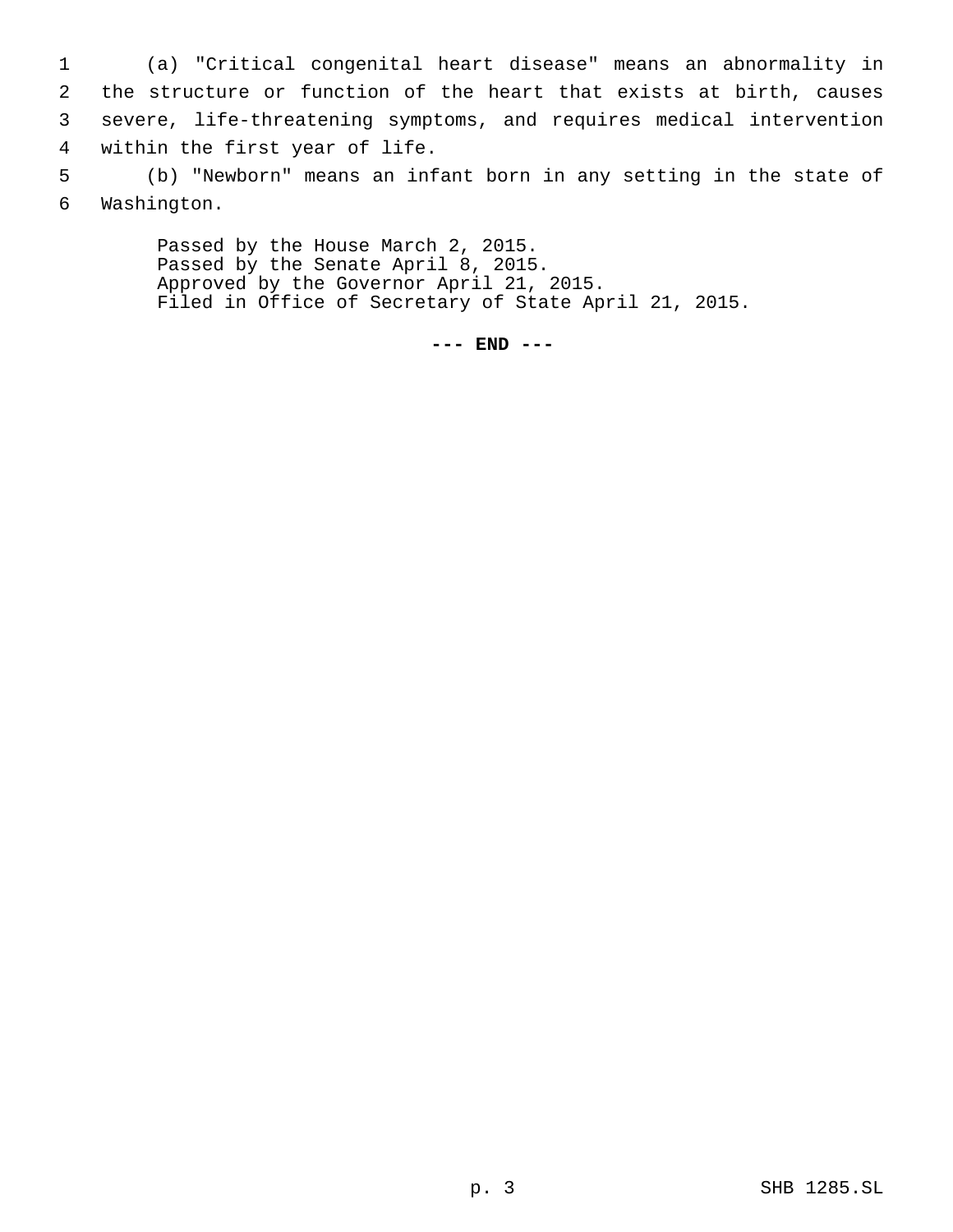(a) "Critical congenital heart disease" means an abnormality in the structure or function of the heart that exists at birth, causes severe, life-threatening symptoms, and requires medical intervention within the first year of life.

(b) "Newborn" means an infant born in any setting in the state of Washington.

Passed by the House March 2, 2015.
Passed by the Senate April 8, 2015.
Approved by the Governor April 21, 2015.
Filed in Office of Secretary of State April 21, 2015.

**--- END ---**